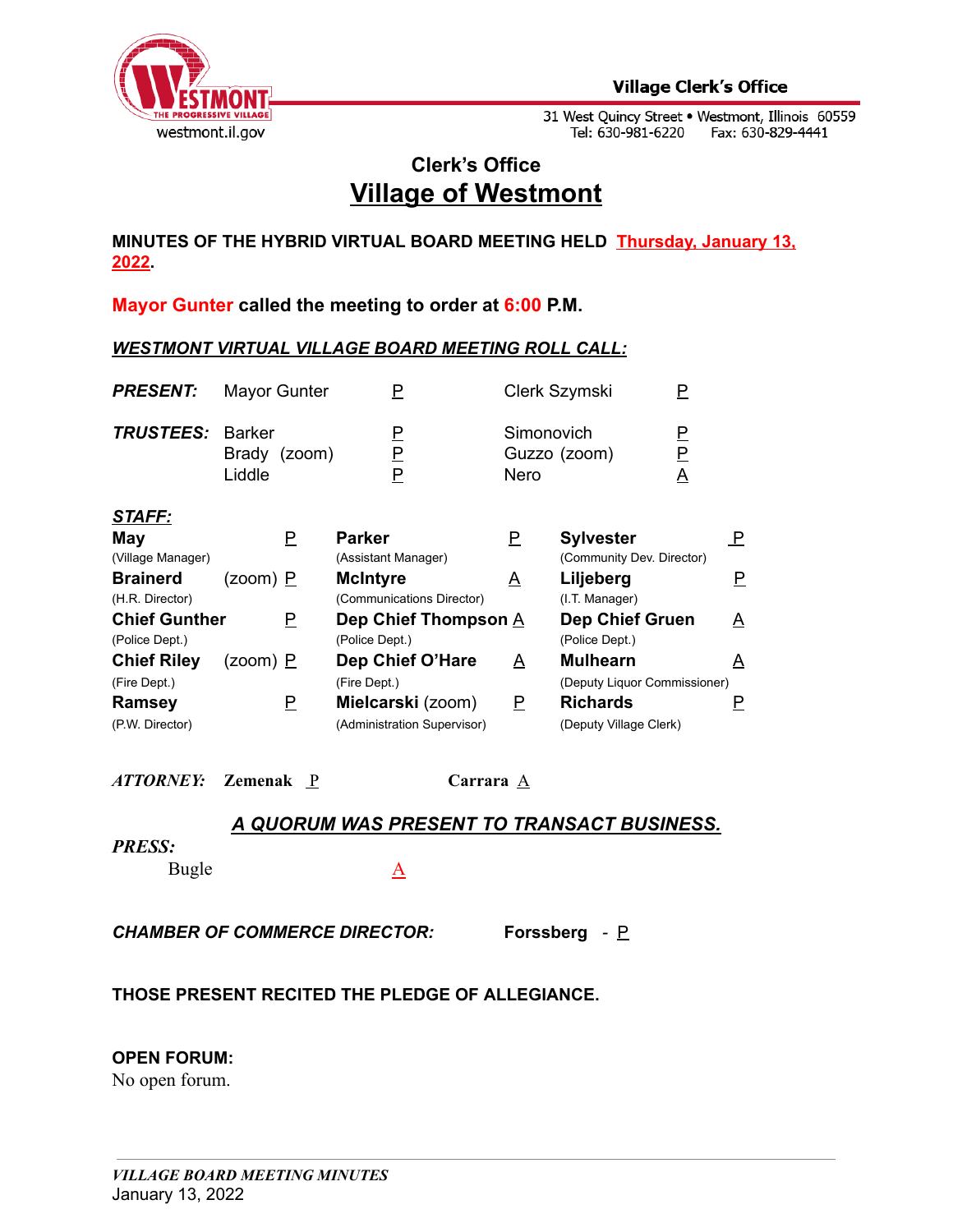Village Clerk's Office

31 West Quincy Street • Westmont, Illinois 60559
Tel: 630-981-6220 Fax: 630-829-4441

westmont.il.gov

## Clerk's Office
# Village of Westmont

**MINUTES OF THE HYBRID VIRTUAL BOARD MEETING HELD Thursday, January 13, 2022.**

**Mayor Gunter called the meeting to order at 6:00 P.M.**

***WESTMONT VIRTUAL VILLAGE BOARD MEETING ROLL CALL:***

| | | | | |
|---|---|---|---|---|
| ***PRESENT:*** | Mayor Gunter | P | Clerk Szymski | P |
| ***TRUSTEES:*** | Barker | P | Simonovich | P |
| | Brady (zoom) | P | Guzzo (zoom) | P |
| | Liddle | P | Nero | A |

***STAFF:***

| | | | | | |
|---|---|---|---|---|---|
| **May** (Village Manager) | P | **Parker** (Assistant Manager) | P | **Sylvester** (Community Dev. Director) | P |
| **Brainerd** (zoom) (H.R. Director) | P | **McIntyre** (Communications Director) | A | **Liljeberg** (I.T. Manager) | P |
| **Chief Gunther** (Police Dept.) | P | **Dep Chief Thompson** (Police Dept.) | A | **Dep Chief Gruen** (Police Dept.) | A |
| **Chief Riley** (zoom) (Fire Dept.) | P | **Dep Chief O'Hare** (Fire Dept.) | A | **Mulhearn** (Deputy Liquor Commissioner) | A |
| **Ramsey** (P.W. Director) | P | **Mielcarski** (zoom) (Administration Supervisor) | P | **Richards** (Deputy Village Clerk) | P |

***ATTORNEY:*** **Zemenak** P **Carrara** A

***A QUORUM WAS PRESENT TO TRANSACT BUSINESS.***

***PRESS:***

Bugle A

***CHAMBER OF COMMERCE DIRECTOR:*** **Forssberg** - P

**THOSE PRESENT RECITED THE PLEDGE OF ALLEGIANCE.**

**OPEN FORUM:**
No open forum.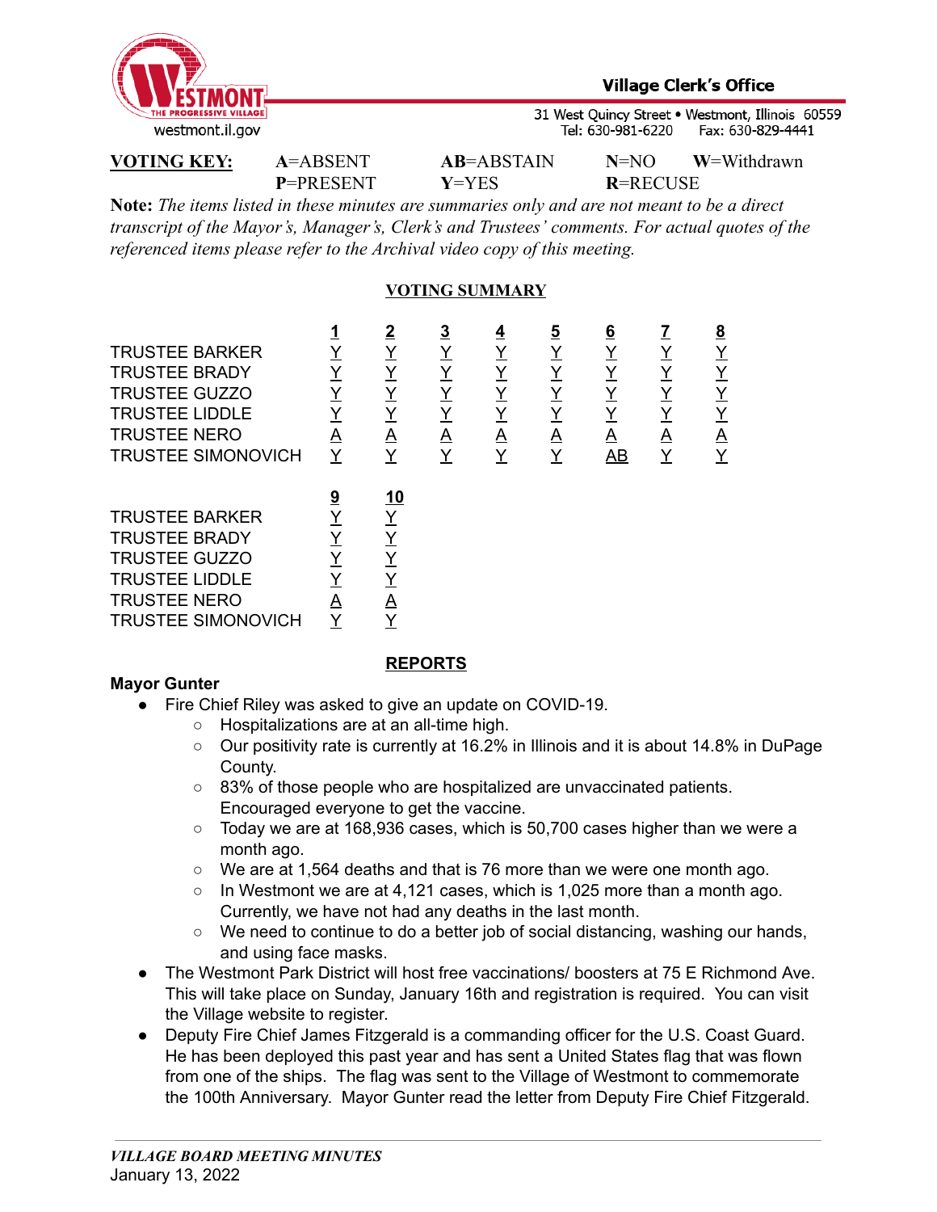**VOTING KEY:** **A**=ABSENT **AB**=ABSTAIN **N**=NO **W**=Withdrawn
**P**=PRESENT **Y**=YES **R**=RECUSE

**Note:** *The items listed in these minutes are summaries only and are not meant to be a direct transcript of the Mayor's, Manager's, Clerk's and Trustees' comments. For actual quotes of the referenced items please refer to the Archival video copy of this meeting.*

## VOTING SUMMARY

| | 1 | 2 | 3 | 4 | 5 | 6 | 7 | 8 |
|---|---|---|---|---|---|---|---|---|
| TRUSTEE BARKER | Y | Y | Y | Y | Y | Y | Y | Y |
| TRUSTEE BRADY | Y | Y | Y | Y | Y | Y | Y | Y |
| TRUSTEE GUZZO | Y | Y | Y | Y | Y | Y | Y | Y |
| TRUSTEE LIDDLE | Y | Y | Y | Y | Y | Y | Y | Y |
| TRUSTEE NERO | A | A | A | A | A | A | A | A |
| TRUSTEE SIMONOVICH | Y | Y | Y | Y | Y | AB | Y | Y |

| | 9 | 10 |
|---|---|---|
| TRUSTEE BARKER | Y | Y |
| TRUSTEE BRADY | Y | Y |
| TRUSTEE GUZZO | Y | Y |
| TRUSTEE LIDDLE | Y | Y |
| TRUSTEE NERO | A | A |
| TRUSTEE SIMONOVICH | Y | Y |

## REPORTS

**Mayor Gunter**

- Fire Chief Riley was asked to give an update on COVID-19.
  - Hospitalizations are at an all-time high.
  - Our positivity rate is currently at 16.2% in Illinois and it is about 14.8% in DuPage County.
  - 83% of those people who are hospitalized are unvaccinated patients. Encouraged everyone to get the vaccine.
  - Today we are at 168,936 cases, which is 50,700 cases higher than we were a month ago.
  - We are at 1,564 deaths and that is 76 more than we were one month ago.
  - In Westmont we are at 4,121 cases, which is 1,025 more than a month ago. Currently, we have not had any deaths in the last month.
  - We need to continue to do a better job of social distancing, washing our hands, and using face masks.
- The Westmont Park District will host free vaccinations/ boosters at 75 E Richmond Ave. This will take place on Sunday, January 16th and registration is required. You can visit the Village website to register.
- Deputy Fire Chief James Fitzgerald is a commanding officer for the U.S. Coast Guard. He has been deployed this past year and has sent a United States flag that was flown from one of the ships. The flag was sent to the Village of Westmont to commemorate the 100th Anniversary. Mayor Gunter read the letter from Deputy Fire Chief Fitzgerald.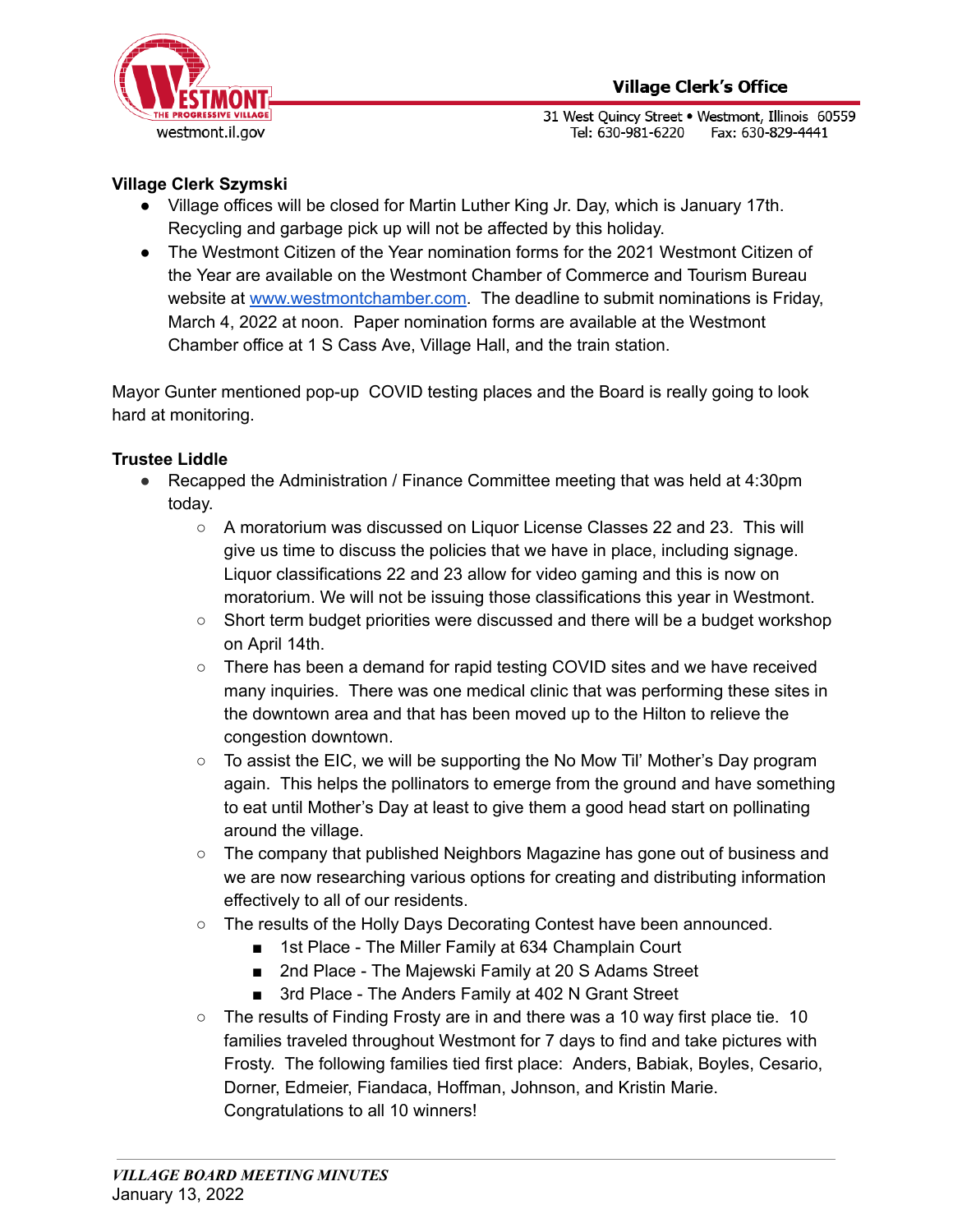**Village Clerk Szymski**

- Village offices will be closed for Martin Luther King Jr. Day, which is January 17th. Recycling and garbage pick up will not be affected by this holiday.
- The Westmont Citizen of the Year nomination forms for the 2021 Westmont Citizen of the Year are available on the Westmont Chamber of Commerce and Tourism Bureau website at www.westmontchamber.com. The deadline to submit nominations is Friday, March 4, 2022 at noon. Paper nomination forms are available at the Westmont Chamber office at 1 S Cass Ave, Village Hall, and the train station.

Mayor Gunter mentioned pop-up COVID testing places and the Board is really going to look hard at monitoring.

**Trustee Liddle**

- Recapped the Administration / Finance Committee meeting that was held at 4:30pm today.
  - A moratorium was discussed on Liquor License Classes 22 and 23. This will give us time to discuss the policies that we have in place, including signage. Liquor classifications 22 and 23 allow for video gaming and this is now on moratorium. We will not be issuing those classifications this year in Westmont.
  - Short term budget priorities were discussed and there will be a budget workshop on April 14th.
  - There has been a demand for rapid testing COVID sites and we have received many inquiries. There was one medical clinic that was performing these sites in the downtown area and that has been moved up to the Hilton to relieve the congestion downtown.
  - To assist the EIC, we will be supporting the No Mow Til' Mother's Day program again. This helps the pollinators to emerge from the ground and have something to eat until Mother's Day at least to give them a good head start on pollinating around the village.
  - The company that published Neighbors Magazine has gone out of business and we are now researching various options for creating and distributing information effectively to all of our residents.
  - The results of the Holly Days Decorating Contest have been announced.
    - 1st Place - The Miller Family at 634 Champlain Court
    - 2nd Place - The Majewski Family at 20 S Adams Street
    - 3rd Place - The Anders Family at 402 N Grant Street
  - The results of Finding Frosty are in and there was a 10 way first place tie. 10 families traveled throughout Westmont for 7 days to find and take pictures with Frosty. The following families tied first place: Anders, Babiak, Boyles, Cesario, Dorner, Edmeier, Fiandaca, Hoffman, Johnson, and Kristin Marie. Congratulations to all 10 winners!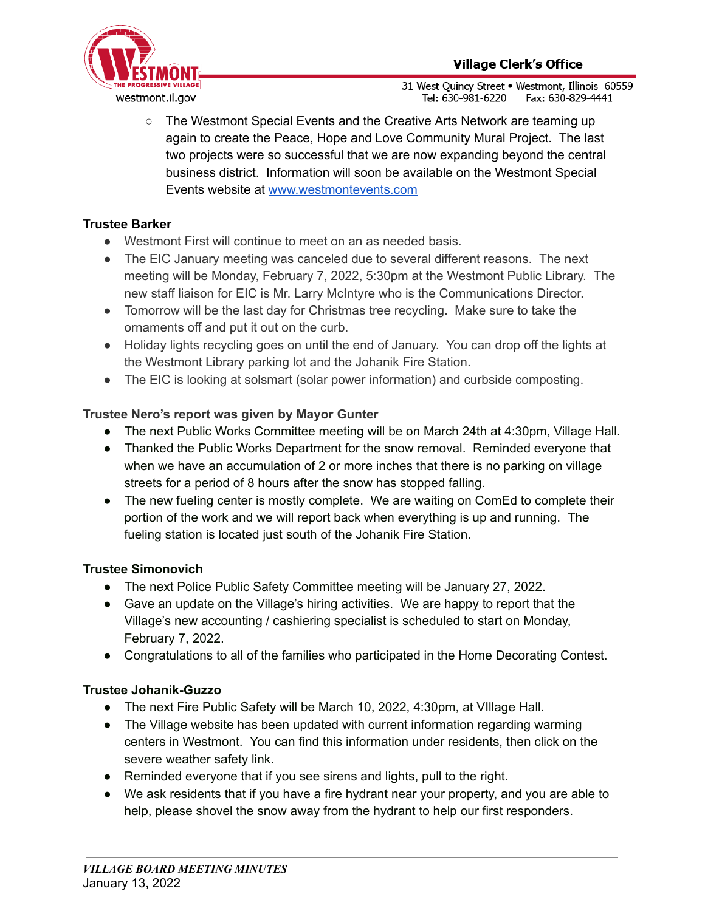- The Westmont Special Events and the Creative Arts Network are teaming up again to create the Peace, Hope and Love Community Mural Project. The last two projects were so successful that we are now expanding beyond the central business district. Information will soon be available on the Westmont Special Events website at [www.westmontevents.com](www.westmontevents.com)

**Trustee Barker**

- Westmont First will continue to meet on an as needed basis.
- The EIC January meeting was canceled due to several different reasons. The next meeting will be Monday, February 7, 2022, 5:30pm at the Westmont Public Library. The new staff liaison for EIC is Mr. Larry McIntyre who is the Communications Director.
- Tomorrow will be the last day for Christmas tree recycling. Make sure to take the ornaments off and put it out on the curb.
- Holiday lights recycling goes on until the end of January. You can drop off the lights at the Westmont Library parking lot and the Johanik Fire Station.
- The EIC is looking at solsmart (solar power information) and curbside composting.

**Trustee Nero's report was given by Mayor Gunter**

- The next Public Works Committee meeting will be on March 24th at 4:30pm, Village Hall.
- Thanked the Public Works Department for the snow removal. Reminded everyone that when we have an accumulation of 2 or more inches that there is no parking on village streets for a period of 8 hours after the snow has stopped falling.
- The new fueling center is mostly complete. We are waiting on ComEd to complete their portion of the work and we will report back when everything is up and running. The fueling station is located just south of the Johanik Fire Station.

**Trustee Simonovich**

- The next Police Public Safety Committee meeting will be January 27, 2022.
- Gave an update on the Village's hiring activities. We are happy to report that the Village's new accounting / cashiering specialist is scheduled to start on Monday, February 7, 2022.
- Congratulations to all of the families who participated in the Home Decorating Contest.

**Trustee Johanik-Guzzo**

- The next Fire Public Safety will be March 10, 2022, 4:30pm, at VIllage Hall.
- The Village website has been updated with current information regarding warming centers in Westmont. You can find this information under residents, then click on the severe weather safety link.
- Reminded everyone that if you see sirens and lights, pull to the right.
- We ask residents that if you have a fire hydrant near your property, and you are able to help, please shovel the snow away from the hydrant to help our first responders.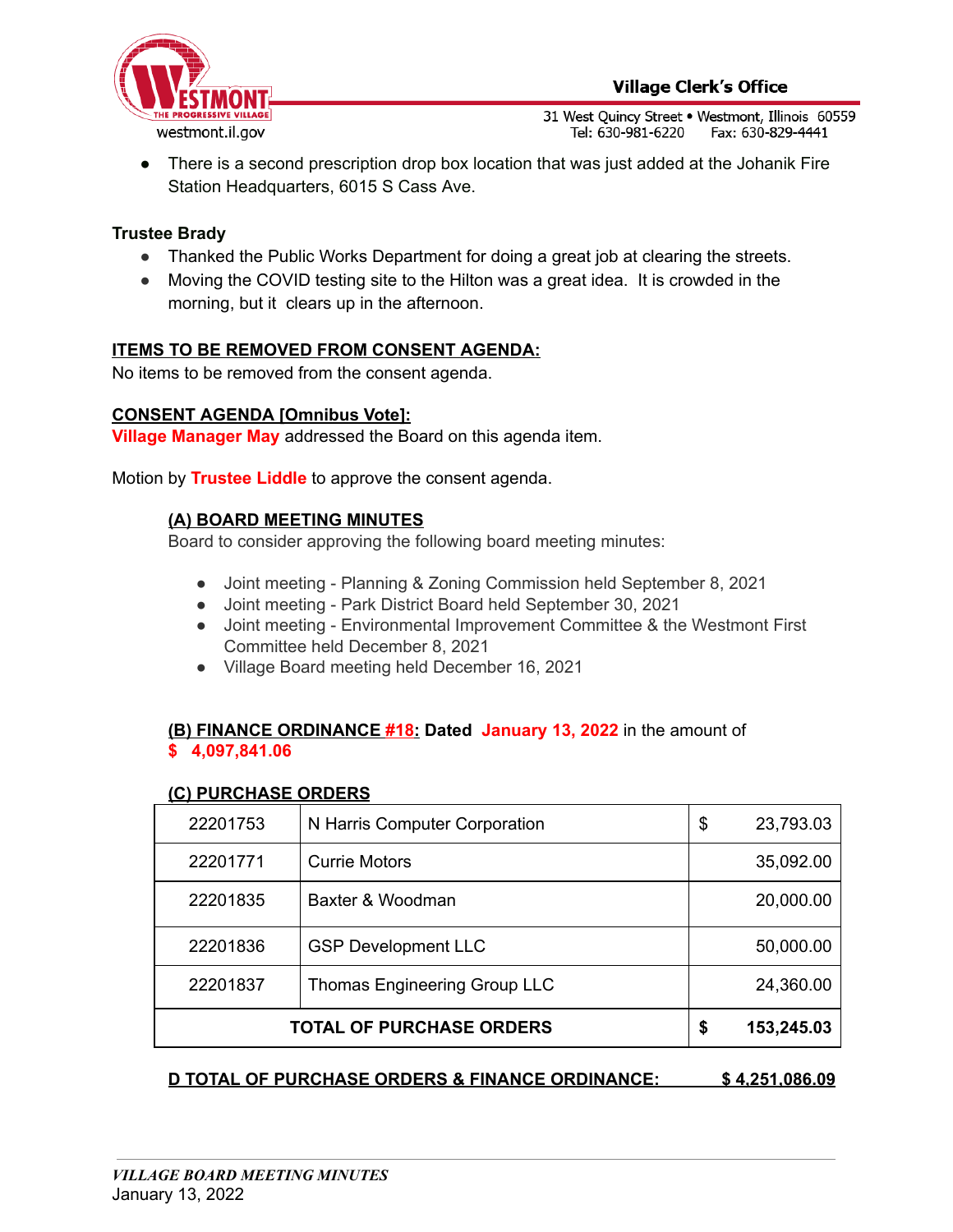- There is a second prescription drop box location that was just added at the Johanik Fire Station Headquarters, 6015 S Cass Ave.

**Trustee Brady**

- Thanked the Public Works Department for doing a great job at clearing the streets.
- Moving the COVID testing site to the Hilton was a great idea. It is crowded in the morning, but it clears up in the afternoon.

**ITEMS TO BE REMOVED FROM CONSENT AGENDA:**

No items to be removed from the consent agenda.

**CONSENT AGENDA [Omnibus Vote]:**

**Village Manager May** addressed the Board on this agenda item.

Motion by **Trustee Liddle** to approve the consent agenda.

**(A) BOARD MEETING MINUTES**

Board to consider approving the following board meeting minutes:

- Joint meeting - Planning & Zoning Commission held September 8, 2021
- Joint meeting - Park District Board held September 30, 2021
- Joint meeting - Environmental Improvement Committee & the Westmont First Committee held December 8, 2021
- Village Board meeting held December 16, 2021

**(B) FINANCE ORDINANCE #18: Dated January 13, 2022** in the amount of **$ 4,097,841.06**

**(C) PURCHASE ORDERS**

| | | |
|---|---|---|
| 22201753 | N Harris Computer Corporation | $ 23,793.03 |
| 22201771 | Currie Motors | 35,092.00 |
| 22201835 | Baxter & Woodman | 20,000.00 |
| 22201836 | GSP Development LLC | 50,000.00 |
| 22201837 | Thomas Engineering Group LLC | 24,360.00 |
| **TOTAL OF PURCHASE ORDERS** | | **$ 153,245.03** |

**D TOTAL OF PURCHASE ORDERS & FINANCE ORDINANCE: $ 4,251,086.09**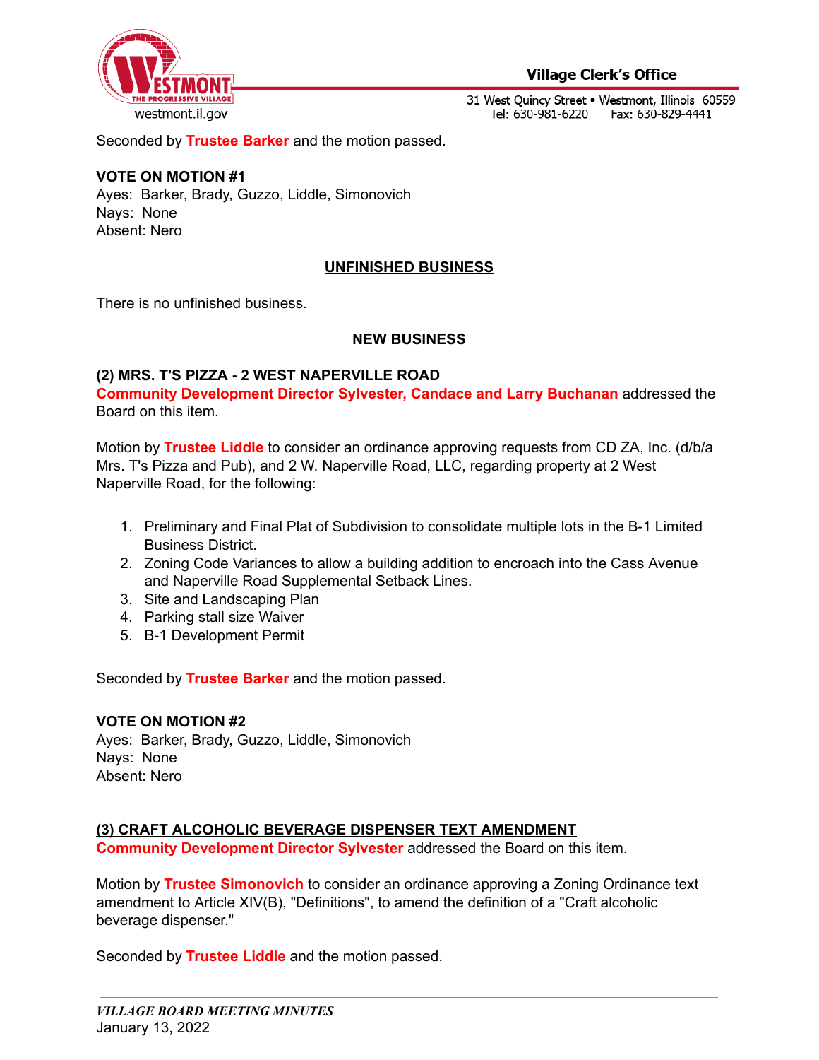Seconded by **Trustee Barker** and the motion passed.

**VOTE ON MOTION #1**
Ayes: Barker, Brady, Guzzo, Liddle, Simonovich
Nays: None
Absent: Nero

## UNFINISHED BUSINESS

There is no unfinished business.

## NEW BUSINESS

### (2) MRS. T'S PIZZA - 2 WEST NAPERVILLE ROAD

**Community Development Director Sylvester, Candace and Larry Buchanan** addressed the Board on this item.

Motion by **Trustee Liddle** to consider an ordinance approving requests from CD ZA, Inc. (d/b/a Mrs. T's Pizza and Pub), and 2 W. Naperville Road, LLC, regarding property at 2 West Naperville Road, for the following:

1. Preliminary and Final Plat of Subdivision to consolidate multiple lots in the B-1 Limited Business District.
2. Zoning Code Variances to allow a building addition to encroach into the Cass Avenue and Naperville Road Supplemental Setback Lines.
3. Site and Landscaping Plan
4. Parking stall size Waiver
5. B-1 Development Permit

Seconded by **Trustee Barker** and the motion passed.

**VOTE ON MOTION #2**
Ayes: Barker, Brady, Guzzo, Liddle, Simonovich
Nays: None
Absent: Nero

### (3) CRAFT ALCOHOLIC BEVERAGE DISPENSER TEXT AMENDMENT

**Community Development Director Sylvester** addressed the Board on this item.

Motion by **Trustee Simonovich** to consider an ordinance approving a Zoning Ordinance text amendment to Article XIV(B), "Definitions", to amend the definition of a "Craft alcoholic beverage dispenser."

Seconded by **Trustee Liddle** and the motion passed.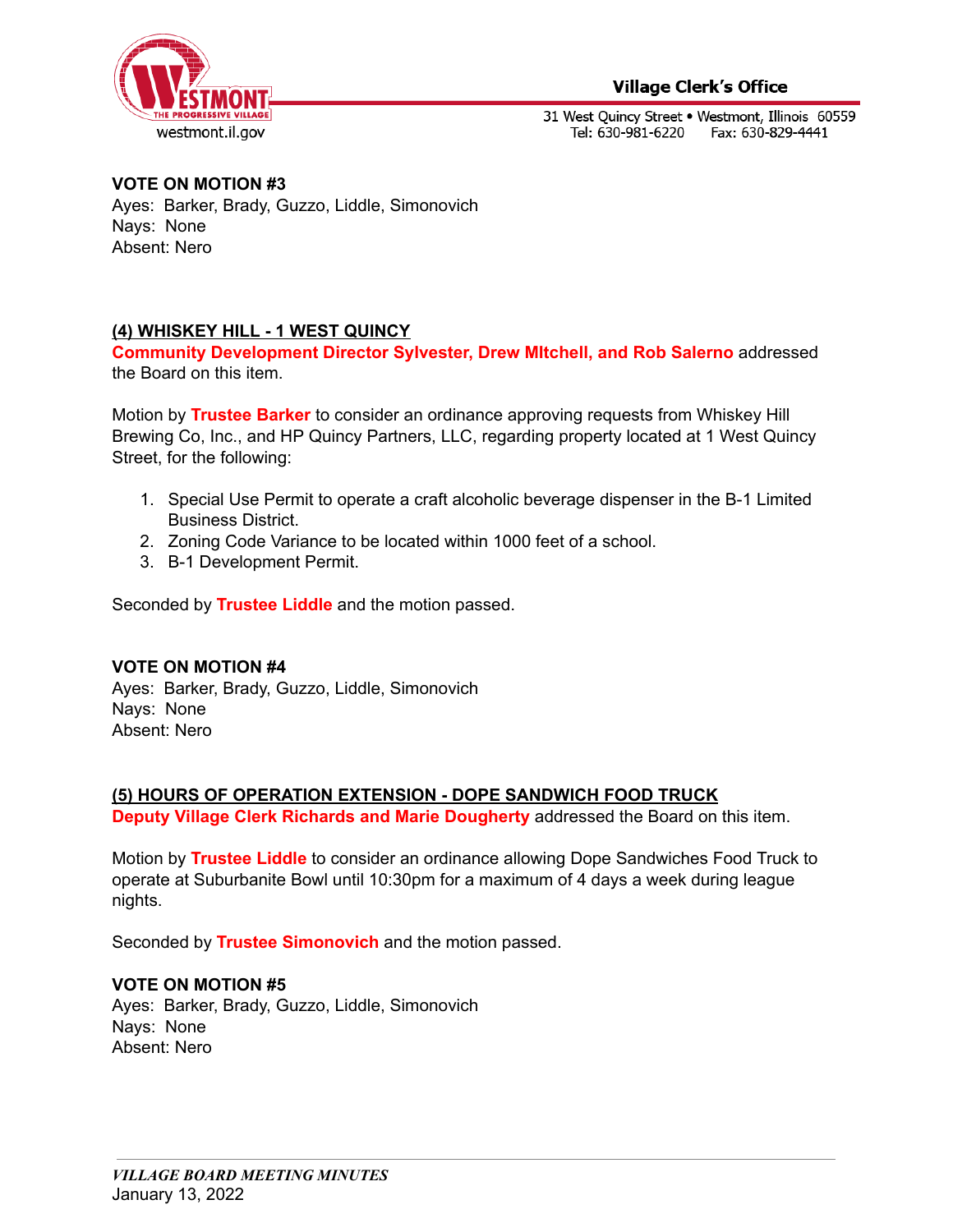**VOTE ON MOTION #3**
Ayes: Barker, Brady, Guzzo, Liddle, Simonovich
Nays: None
Absent: Nero

**(4) WHISKEY HILL - 1 WEST QUINCY**

**Community Development Director Sylvester, Drew MItchell, and Rob Salerno** addressed the Board on this item.

Motion by **Trustee Barker** to consider an ordinance approving requests from Whiskey Hill Brewing Co, Inc., and HP Quincy Partners, LLC, regarding property located at 1 West Quincy Street, for the following:

1. Special Use Permit to operate a craft alcoholic beverage dispenser in the B-1 Limited Business District.
2. Zoning Code Variance to be located within 1000 feet of a school.
3. B-1 Development Permit.

Seconded by **Trustee Liddle** and the motion passed.

**VOTE ON MOTION #4**
Ayes: Barker, Brady, Guzzo, Liddle, Simonovich
Nays: None
Absent: Nero

**(5) HOURS OF OPERATION EXTENSION - DOPE SANDWICH FOOD TRUCK**

**Deputy Village Clerk Richards and Marie Dougherty** addressed the Board on this item.

Motion by **Trustee Liddle** to consider an ordinance allowing Dope Sandwiches Food Truck to operate at Suburbanite Bowl until 10:30pm for a maximum of 4 days a week during league nights.

Seconded by **Trustee Simonovich** and the motion passed.

**VOTE ON MOTION #5**
Ayes: Barker, Brady, Guzzo, Liddle, Simonovich
Nays: None
Absent: Nero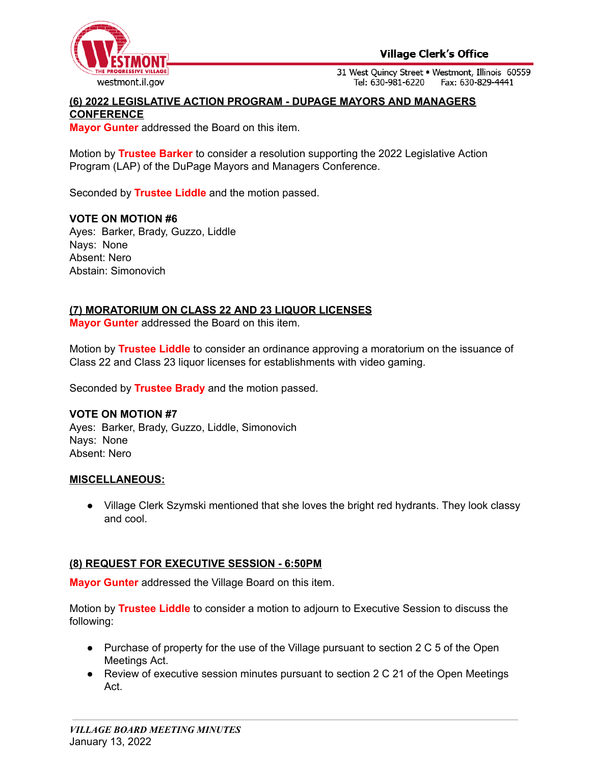**(6) 2022 LEGISLATIVE ACTION PROGRAM - DUPAGE MAYORS AND MANAGERS CONFERENCE**

**Mayor Gunter** addressed the Board on this item.

Motion by **Trustee Barker** to consider a resolution supporting the 2022 Legislative Action Program (LAP) of the DuPage Mayors and Managers Conference.

Seconded by **Trustee Liddle** and the motion passed.

**VOTE ON MOTION #6**
Ayes: Barker, Brady, Guzzo, Liddle
Nays: None
Absent: Nero
Abstain: Simonovich

**(7) MORATORIUM ON CLASS 22 AND 23 LIQUOR LICENSES**

**Mayor Gunter** addressed the Board on this item.

Motion by **Trustee Liddle** to consider an ordinance approving a moratorium on the issuance of Class 22 and Class 23 liquor licenses for establishments with video gaming.

Seconded by **Trustee Brady** and the motion passed.

**VOTE ON MOTION #7**
Ayes: Barker, Brady, Guzzo, Liddle, Simonovich
Nays: None
Absent: Nero

**MISCELLANEOUS:**

- Village Clerk Szymski mentioned that she loves the bright red hydrants. They look classy and cool.

**(8) REQUEST FOR EXECUTIVE SESSION - 6:50PM**

**Mayor Gunter** addressed the Village Board on this item.

Motion by **Trustee Liddle** to consider a motion to adjourn to Executive Session to discuss the following:

- Purchase of property for the use of the Village pursuant to section 2 C 5 of the Open Meetings Act.
- Review of executive session minutes pursuant to section 2 C 21 of the Open Meetings Act.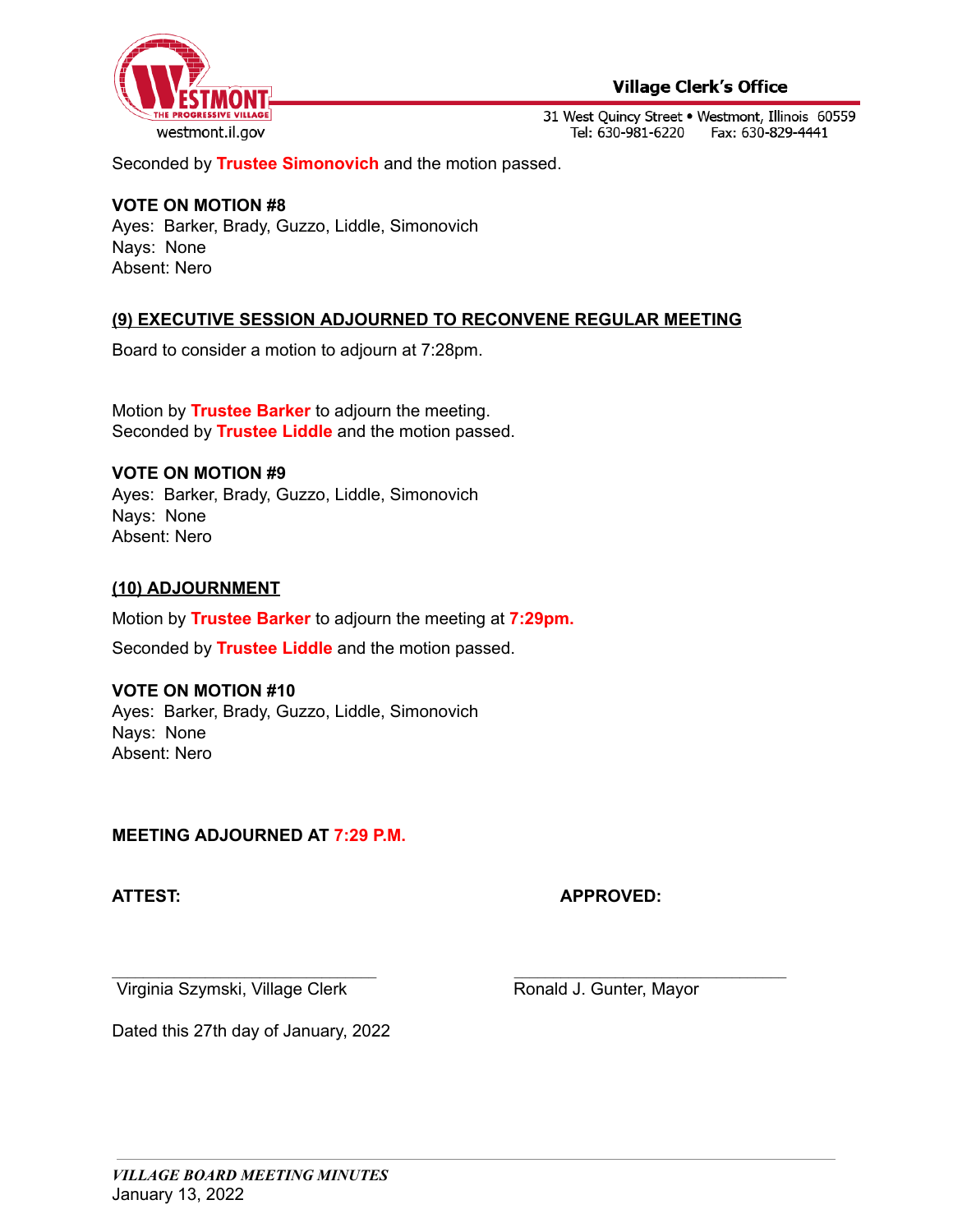Seconded by **Trustee Simonovich** and the motion passed.

**VOTE ON MOTION #8**
Ayes: Barker, Brady, Guzzo, Liddle, Simonovich
Nays: None
Absent: Nero

## (9) EXECUTIVE SESSION ADJOURNED TO RECONVENE REGULAR MEETING

Board to consider a motion to adjourn at 7:28pm.

Motion by **Trustee Barker** to adjourn the meeting.
Seconded by **Trustee Liddle** and the motion passed.

**VOTE ON MOTION #9**
Ayes: Barker, Brady, Guzzo, Liddle, Simonovich
Nays: None
Absent: Nero

## (10) ADJOURNMENT

Motion by **Trustee Barker** to adjourn the meeting at **7:29pm.**

Seconded by **Trustee Liddle** and the motion passed.

**VOTE ON MOTION #10**
Ayes: Barker, Brady, Guzzo, Liddle, Simonovich
Nays: None
Absent: Nero

**MEETING ADJOURNED AT 7:29 P.M.**

**ATTEST:**

\_\_\_\_\_\_\_\_\_\_\_\_\_\_\_\_\_\_\_\_\_\_\_\_\_\_\_\_\_\_
Virginia Szymski, Village Clerk

**APPROVED:**

\_\_\_\_\_\_\_\_\_\_\_\_\_\_\_\_\_\_\_\_\_\_\_\_\_\_\_\_\_\_
Ronald J. Gunter, Mayor

Dated this 27th day of January, 2022